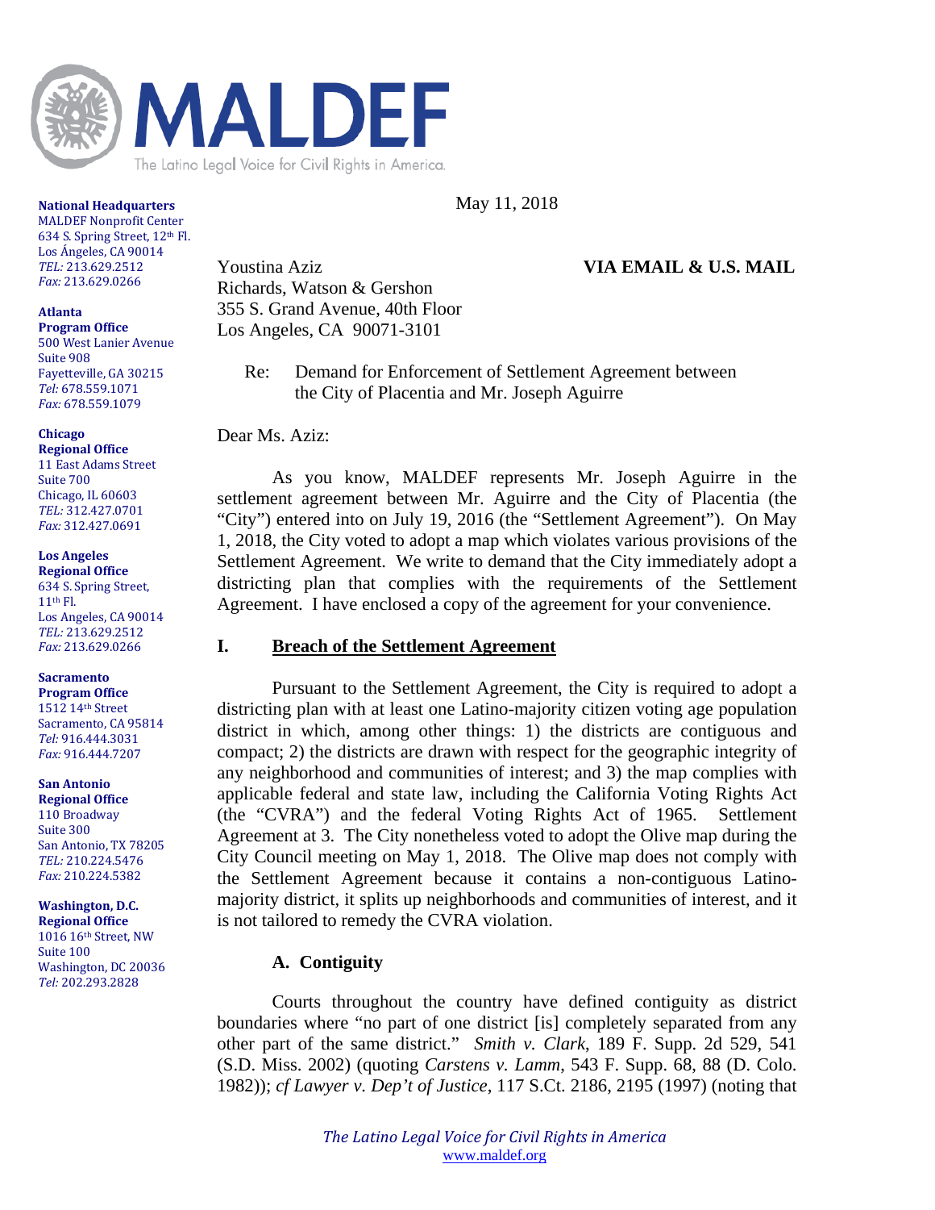# MALDEF

The Latino Legal Voice for Civil Rights in America.

**National Headquarters**
MALDEF Nonprofit Center
634 S. Spring Street, 12th Fl.
Los Ángeles, CA 90014
*TEL:* 213.629.2512
*Fax:* 213.629.0266

**Atlanta**
**Program Office**
500 West Lanier Avenue
Suite 908
Fayetteville, GA 30215
*Tel:* 678.559.1071
*Fax:* 678.559.1079

**Chicago**
**Regional Office**
11 East Adams Street
Suite 700
Chicago, IL 60603
*TEL:* 312.427.0701
*Fax:* 312.427.0691

**Los Angeles**
**Regional Office**
634 S. Spring Street,
11th Fl.
Los Angeles, CA 90014
*TEL:* 213.629.2512
*Fax:* 213.629.0266

**Sacramento**
**Program Office**
1512 14th Street
Sacramento, CA 95814
*Tel:* 916.444.3031
*Fax:* 916.444.7207

**San Antonio**
**Regional Office**
110 Broadway
Suite 300
San Antonio, TX 78205
*TEL:* 210.224.5476
*Fax:* 210.224.5382

**Washington, D.C.**
**Regional Office**
1016 16th Street, NW
Suite 100
Washington, DC 20036
*Tel:* 202.293.2828

May 11, 2018

Youstina Aziz **VIA EMAIL & U.S. MAIL**
Richards, Watson & Gershon
355 S. Grand Avenue, 40th Floor
Los Angeles, CA 90071-3101

Re: Demand for Enforcement of Settlement Agreement between the City of Placentia and Mr. Joseph Aguirre

Dear Ms. Aziz:

As you know, MALDEF represents Mr. Joseph Aguirre in the settlement agreement between Mr. Aguirre and the City of Placentia (the "City") entered into on July 19, 2016 (the "Settlement Agreement"). On May 1, 2018, the City voted to adopt a map which violates various provisions of the Settlement Agreement. We write to demand that the City immediately adopt a districting plan that complies with the requirements of the Settlement Agreement. I have enclosed a copy of the agreement for your convenience.

## I. <u>Breach of the Settlement Agreement</u>

Pursuant to the Settlement Agreement, the City is required to adopt a districting plan with at least one Latino-majority citizen voting age population district in which, among other things: 1) the districts are contiguous and compact; 2) the districts are drawn with respect for the geographic integrity of any neighborhood and communities of interest; and 3) the map complies with applicable federal and state law, including the California Voting Rights Act (the "CVRA") and the federal Voting Rights Act of 1965. Settlement Agreement at 3. The City nonetheless voted to adopt the Olive map during the City Council meeting on May 1, 2018. The Olive map does not comply with the Settlement Agreement because it contains a non-contiguous Latino-majority district, it splits up neighborhoods and communities of interest, and it is not tailored to remedy the CVRA violation.

### A. Contiguity

Courts throughout the country have defined contiguity as district boundaries where "no part of one district [is] completely separated from any other part of the same district." *Smith v. Clark*, 189 F. Supp. 2d 529, 541 (S.D. Miss. 2002) (quoting *Carstens v. Lamm*, 543 F. Supp. 68, 88 (D. Colo. 1982)); *cf Lawyer v. Dep't of Justice*, 117 S.Ct. 2186, 2195 (1997) (noting that

*The Latino Legal Voice for Civil Rights in America*
www.maldef.org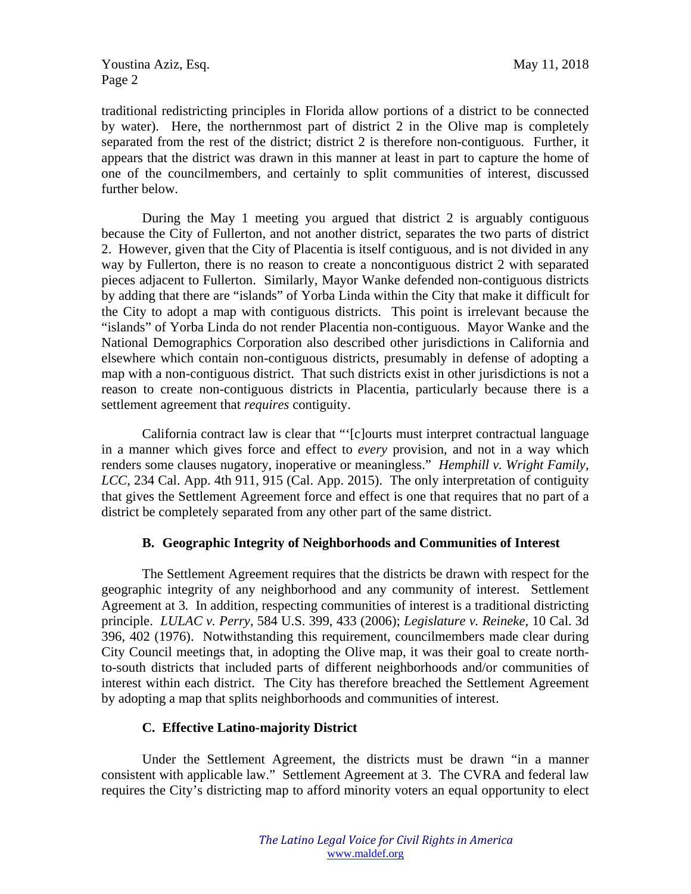traditional redistricting principles in Florida allow portions of a district to be connected by water). Here, the northernmost part of district 2 in the Olive map is completely separated from the rest of the district; district 2 is therefore non-contiguous. Further, it appears that the district was drawn in this manner at least in part to capture the home of one of the councilmembers, and certainly to split communities of interest, discussed further below.

During the May 1 meeting you argued that district 2 is arguably contiguous because the City of Fullerton, and not another district, separates the two parts of district 2. However, given that the City of Placentia is itself contiguous, and is not divided in any way by Fullerton, there is no reason to create a noncontiguous district 2 with separated pieces adjacent to Fullerton. Similarly, Mayor Wanke defended non-contiguous districts by adding that there are "islands" of Yorba Linda within the City that make it difficult for the City to adopt a map with contiguous districts. This point is irrelevant because the "islands" of Yorba Linda do not render Placentia non-contiguous. Mayor Wanke and the National Demographics Corporation also described other jurisdictions in California and elsewhere which contain non-contiguous districts, presumably in defense of adopting a map with a non-contiguous district. That such districts exist in other jurisdictions is not a reason to create non-contiguous districts in Placentia, particularly because there is a settlement agreement that *requires* contiguity.

California contract law is clear that "'[c]ourts must interpret contractual language in a manner which gives force and effect to *every* provision, and not in a way which renders some clauses nugatory, inoperative or meaningless." *Hemphill v. Wright Family, LCC*, 234 Cal. App. 4th 911, 915 (Cal. App. 2015). The only interpretation of contiguity that gives the Settlement Agreement force and effect is one that requires that no part of a district be completely separated from any other part of the same district.

### B. Geographic Integrity of Neighborhoods and Communities of Interest

The Settlement Agreement requires that the districts be drawn with respect for the geographic integrity of any neighborhood and any community of interest. Settlement Agreement at 3. In addition, respecting communities of interest is a traditional districting principle. *LULAC v. Perry*, 584 U.S. 399, 433 (2006); *Legislature v. Reineke*, 10 Cal. 3d 396, 402 (1976). Notwithstanding this requirement, councilmembers made clear during City Council meetings that, in adopting the Olive map, it was their goal to create north-to-south districts that included parts of different neighborhoods and/or communities of interest within each district. The City has therefore breached the Settlement Agreement by adopting a map that splits neighborhoods and communities of interest.

### C. Effective Latino-majority District

Under the Settlement Agreement, the districts must be drawn "in a manner consistent with applicable law." Settlement Agreement at 3. The CVRA and federal law requires the City's districting map to afford minority voters an equal opportunity to elect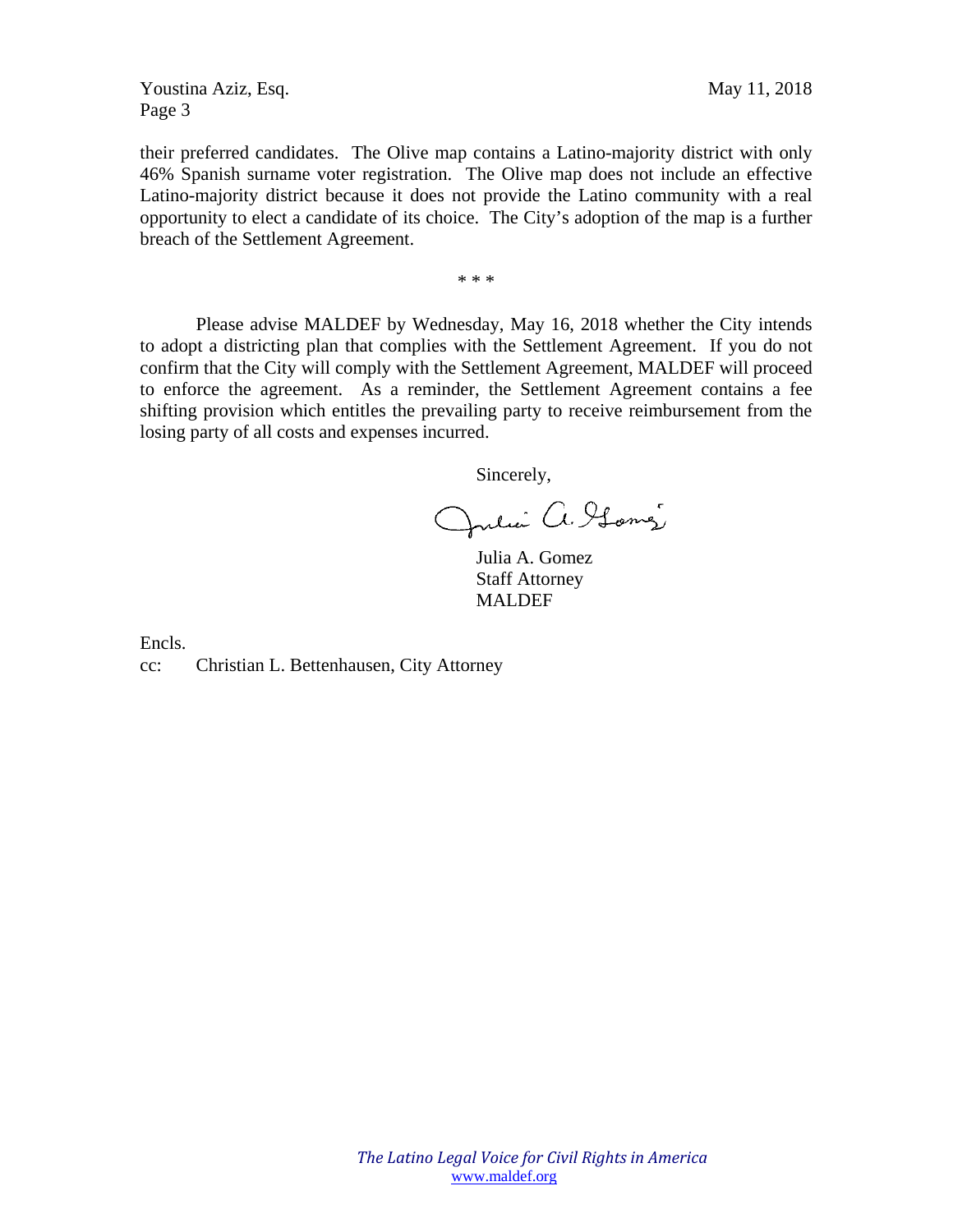their preferred candidates. The Olive map contains a Latino-majority district with only 46% Spanish surname voter registration. The Olive map does not include an effective Latino-majority district because it does not provide the Latino community with a real opportunity to elect a candidate of its choice. The City's adoption of the map is a further breach of the Settlement Agreement.

\* \* \*

Please advise MALDEF by Wednesday, May 16, 2018 whether the City intends to adopt a districting plan that complies with the Settlement Agreement. If you do not confirm that the City will comply with the Settlement Agreement, MALDEF will proceed to enforce the agreement. As a reminder, the Settlement Agreement contains a fee shifting provision which entitles the prevailing party to receive reimbursement from the losing party of all costs and expenses incurred.

Sincerely,

Julia A. Gomez
Staff Attorney
MALDEF

Encls.
cc: Christian L. Bettenhausen, City Attorney